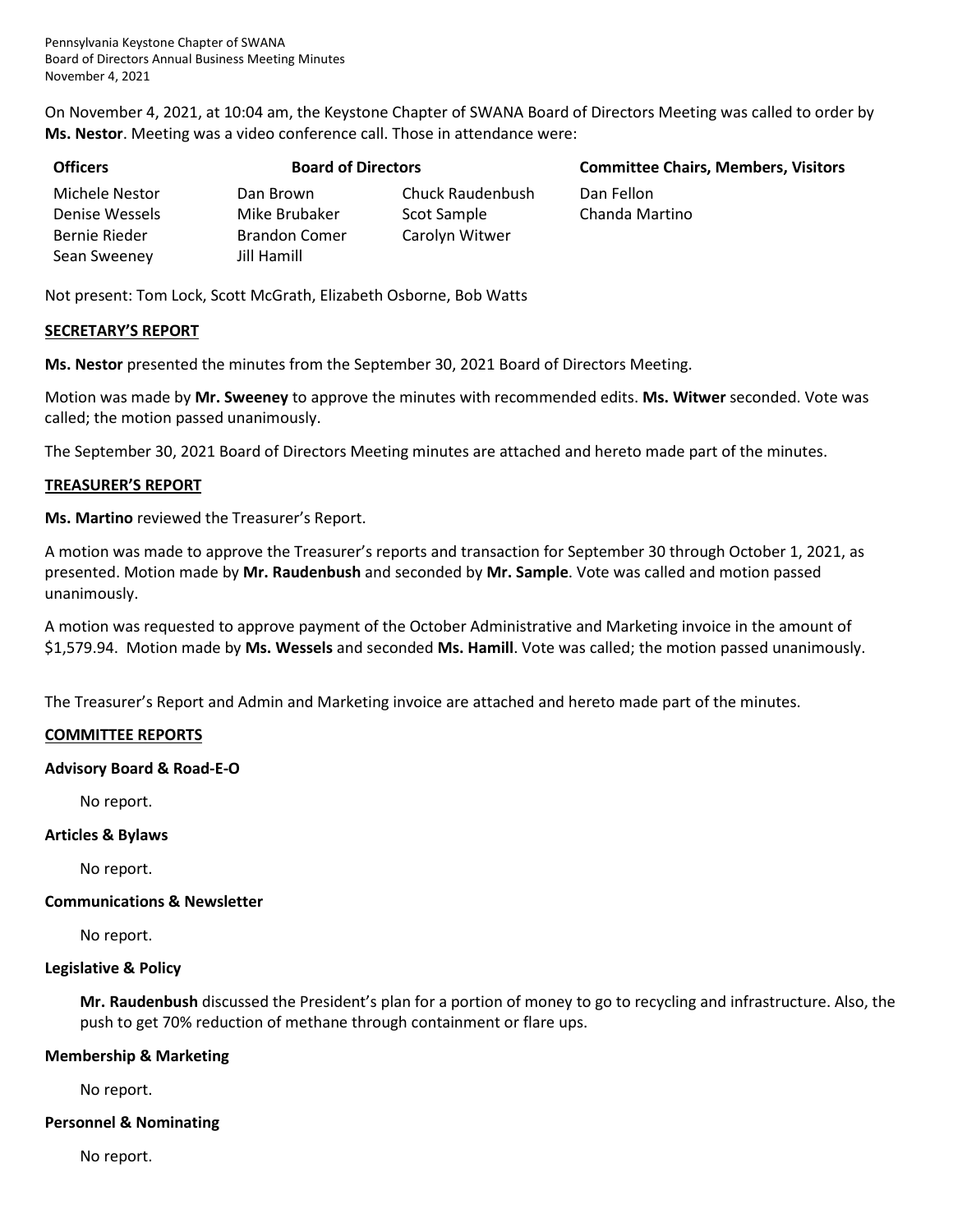Pennsylvania Keystone Chapter of SWANA
Board of Directors Annual Business Meeting Minutes
November 4, 2021

On November 4, 2021, at 10:04 am, the Keystone Chapter of SWANA Board of Directors Meeting was called to order by **Ms. Nestor**. Meeting was a video conference call. Those in attendance were:

| Officers | Board of Directors | | Committee Chairs, Members, Visitors |
|---|---|---|---|
| Michele Nestor | Dan Brown | Chuck Raudenbush | Dan Fellon |
| Denise Wessels | Mike Brubaker | Scot Sample | Chanda Martino |
| Bernie Rieder | Brandon Comer | Carolyn Witwer | |
| Sean Sweeney | Jill Hamill | | |

Not present: Tom Lock, Scott McGrath, Elizabeth Osborne, Bob Watts

## SECRETARY'S REPORT

**Ms. Nestor** presented the minutes from the September 30, 2021 Board of Directors Meeting.

Motion was made by **Mr. Sweeney** to approve the minutes with recommended edits. **Ms. Witwer** seconded. Vote was called; the motion passed unanimously.

The September 30, 2021 Board of Directors Meeting minutes are attached and hereto made part of the minutes.

## TREASURER'S REPORT

**Ms. Martino** reviewed the Treasurer's Report.

A motion was made to approve the Treasurer's reports and transaction for September 30 through October 1, 2021, as presented. Motion made by **Mr. Raudenbush** and seconded by **Mr. Sample**. Vote was called and motion passed unanimously.

A motion was requested to approve payment of the October Administrative and Marketing invoice in the amount of $1,579.94. Motion made by **Ms. Wessels** and seconded **Ms. Hamill**. Vote was called; the motion passed unanimously.

The Treasurer's Report and Admin and Marketing invoice are attached and hereto made part of the minutes.

## COMMITTEE REPORTS

### Advisory Board & Road-E-O

No report.

### Articles & Bylaws

No report.

### Communications & Newsletter

No report.

### Legislative & Policy

**Mr. Raudenbush** discussed the President's plan for a portion of money to go to recycling and infrastructure. Also, the push to get 70% reduction of methane through containment or flare ups.

### Membership & Marketing

No report.

### Personnel & Nominating

No report.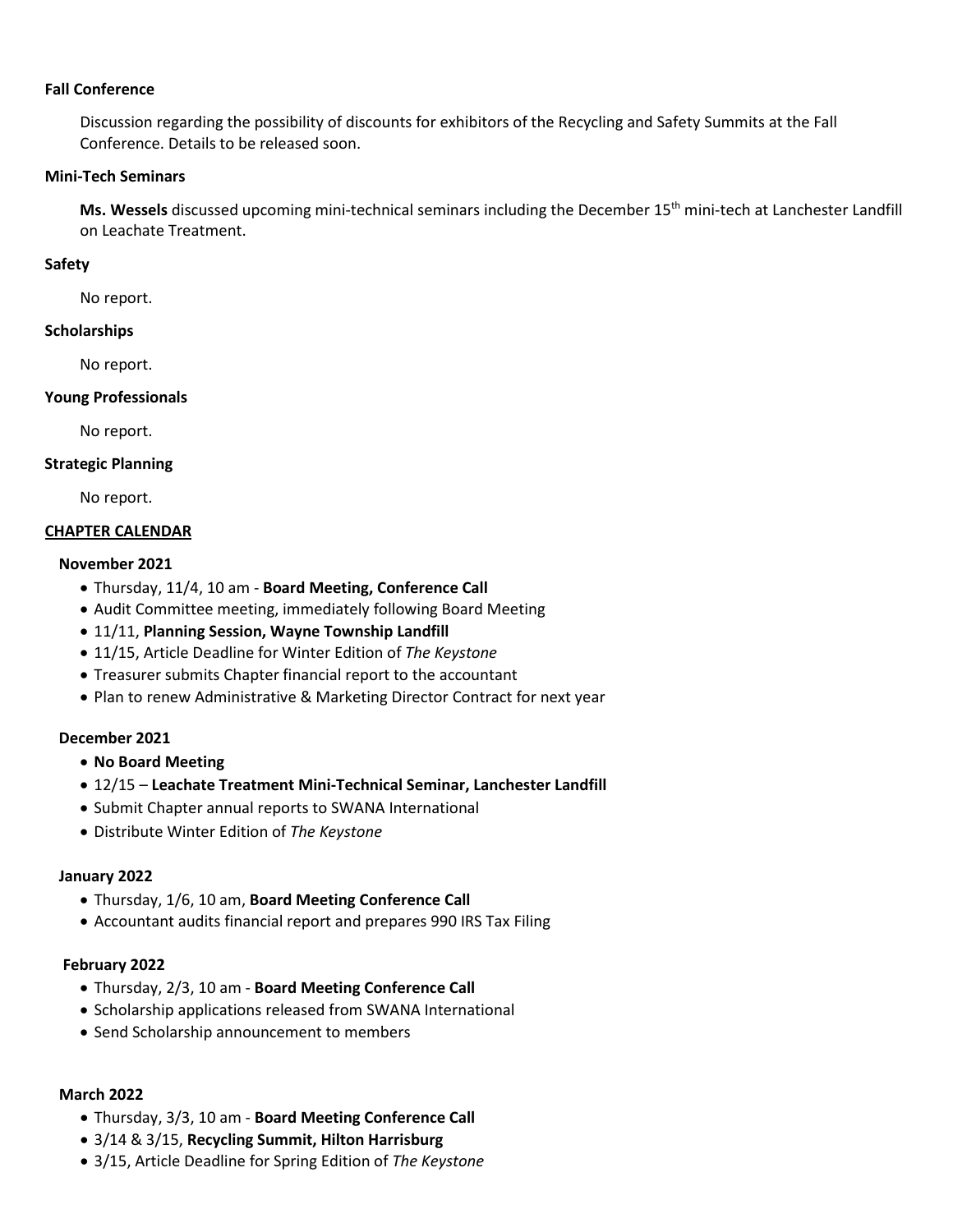**Fall Conference**

Discussion regarding the possibility of discounts for exhibitors of the Recycling and Safety Summits at the Fall Conference. Details to be released soon.

**Mini-Tech Seminars**

**Ms. Wessels** discussed upcoming mini-technical seminars including the December 15th mini-tech at Lanchester Landfill on Leachate Treatment.

**Safety**

No report.

**Scholarships**

No report.

**Young Professionals**

No report.

**Strategic Planning**

No report.

**CHAPTER CALENDAR**

**November 2021**

- Thursday, 11/4, 10 am - **Board Meeting, Conference Call**
- Audit Committee meeting, immediately following Board Meeting
- 11/11, **Planning Session, Wayne Township Landfill**
- 11/15, Article Deadline for Winter Edition of *The Keystone*
- Treasurer submits Chapter financial report to the accountant
- Plan to renew Administrative & Marketing Director Contract for next year

**December 2021**

- **No Board Meeting**
- 12/15 – **Leachate Treatment Mini-Technical Seminar, Lanchester Landfill**
- Submit Chapter annual reports to SWANA International
- Distribute Winter Edition of *The Keystone*

**January 2022**

- Thursday, 1/6, 10 am, **Board Meeting Conference Call**
- Accountant audits financial report and prepares 990 IRS Tax Filing

**February 2022**

- Thursday, 2/3, 10 am - **Board Meeting Conference Call**
- Scholarship applications released from SWANA International
- Send Scholarship announcement to members

**March 2022**

- Thursday, 3/3, 10 am - **Board Meeting Conference Call**
- 3/14 & 3/15, **Recycling Summit, Hilton Harrisburg**
- 3/15, Article Deadline for Spring Edition of *The Keystone*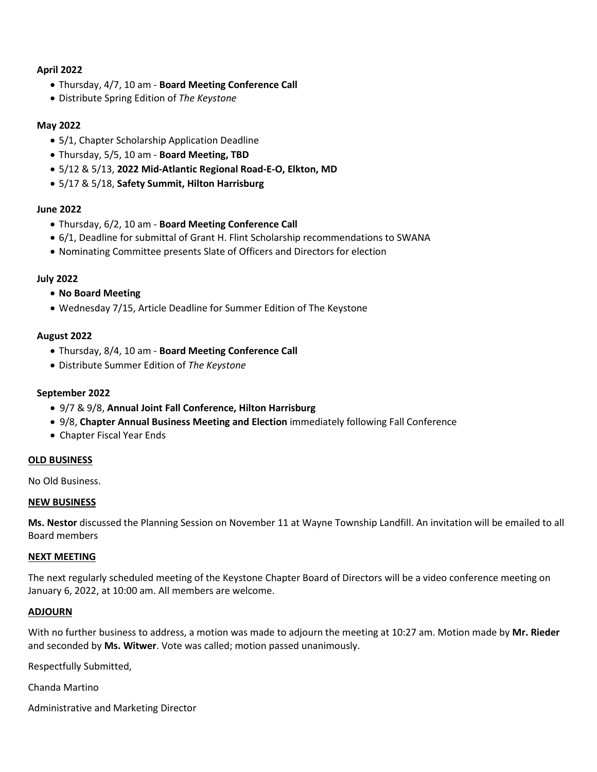**April 2022**

- Thursday, 4/7, 10 am - **Board Meeting Conference Call**
- Distribute Spring Edition of *The Keystone*

**May 2022**

- 5/1, Chapter Scholarship Application Deadline
- Thursday, 5/5, 10 am - **Board Meeting, TBD**
- 5/12 & 5/13, **2022 Mid-Atlantic Regional Road-E-O, Elkton, MD**
- 5/17 & 5/18, **Safety Summit, Hilton Harrisburg**

**June 2022**

- Thursday, 6/2, 10 am - **Board Meeting Conference Call**
- 6/1, Deadline for submittal of Grant H. Flint Scholarship recommendations to SWANA
- Nominating Committee presents Slate of Officers and Directors for election

**July 2022**

- **No Board Meeting**
- Wednesday 7/15, Article Deadline for Summer Edition of The Keystone

**August 2022**

- Thursday, 8/4, 10 am - **Board Meeting Conference Call**
- Distribute Summer Edition of *The Keystone*

**September 2022**

- 9/7 & 9/8, **Annual Joint Fall Conference, Hilton Harrisburg**
- 9/8, **Chapter Annual Business Meeting and Election** immediately following Fall Conference
- Chapter Fiscal Year Ends

**OLD BUSINESS**

No Old Business.

**NEW BUSINESS**

**Ms. Nestor** discussed the Planning Session on November 11 at Wayne Township Landfill. An invitation will be emailed to all Board members

**NEXT MEETING**

The next regularly scheduled meeting of the Keystone Chapter Board of Directors will be a video conference meeting on January 6, 2022, at 10:00 am. All members are welcome.

**ADJOURN**

With no further business to address, a motion was made to adjourn the meeting at 10:27 am. Motion made by **Mr. Rieder** and seconded by **Ms. Witwer**. Vote was called; motion passed unanimously.

Respectfully Submitted,

Chanda Martino

Administrative and Marketing Director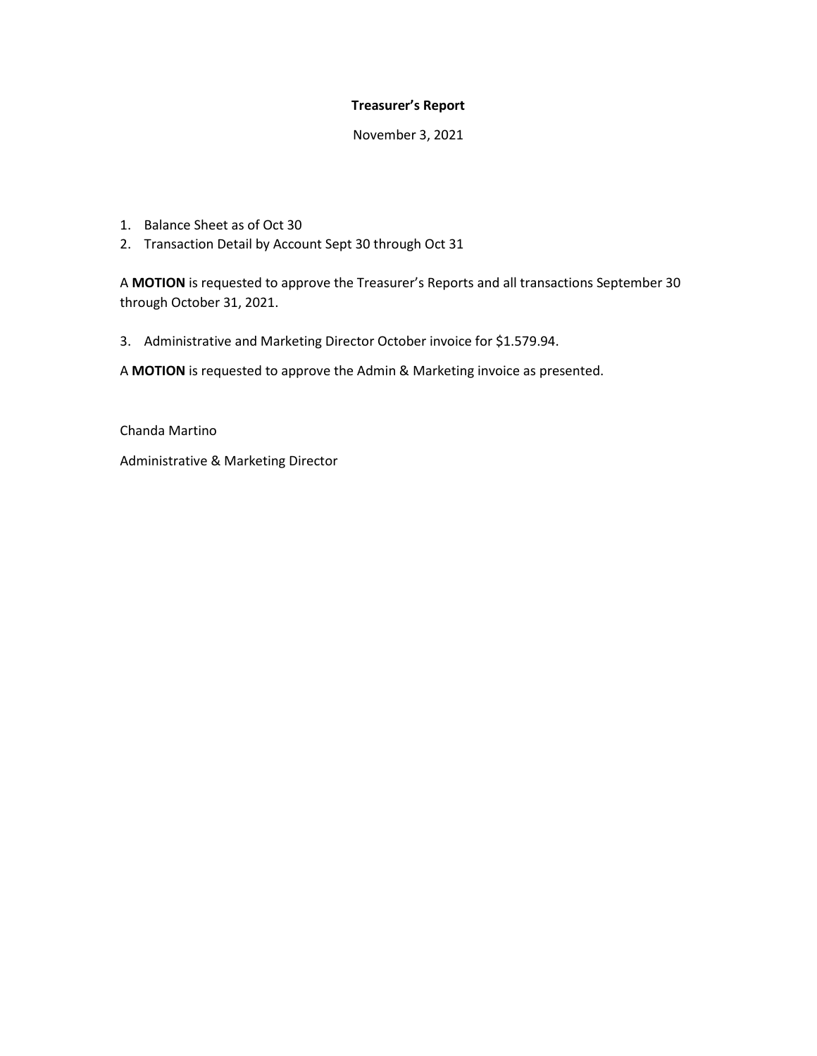**Treasurer's Report**

November 3, 2021

1. Balance Sheet as of Oct 30
2. Transaction Detail by Account Sept 30 through Oct 31

A **MOTION** is requested to approve the Treasurer's Reports and all transactions September 30 through October 31, 2021.

3. Administrative and Marketing Director October invoice for $1.579.94.

A **MOTION** is requested to approve the Admin & Marketing invoice as presented.

Chanda Martino

Administrative & Marketing Director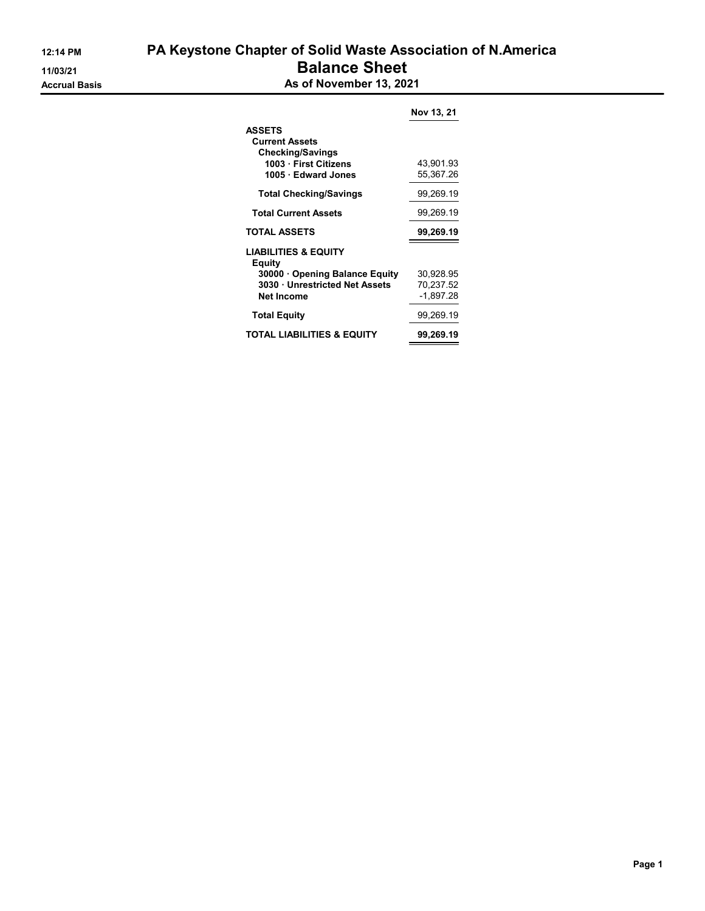# PA Keystone Chapter of Solid Waste Association of N.America

## Balance Sheet

### As of November 13, 2021

12:14 PM
11/03/21
Accrual Basis

| | Nov 13, 21 |
|---|---|
| **ASSETS** | |
| **Current Assets** | |
| **Checking/Savings** | |
| **1003 · First Citizens** | 43,901.93 |
| **1005 · Edward Jones** | 55,367.26 |
| **Total Checking/Savings** | 99,269.19 |
| **Total Current Assets** | 99,269.19 |
| **TOTAL ASSETS** | **99,269.19** |
| **LIABILITIES & EQUITY** | |
| **Equity** | |
| **30000 · Opening Balance Equity** | 30,928.95 |
| **3030 · Unrestricted Net Assets** | 70,237.52 |
| **Net Income** | -1,897.28 |
| **Total Equity** | 99,269.19 |
| **TOTAL LIABILITIES & EQUITY** | **99,269.19** |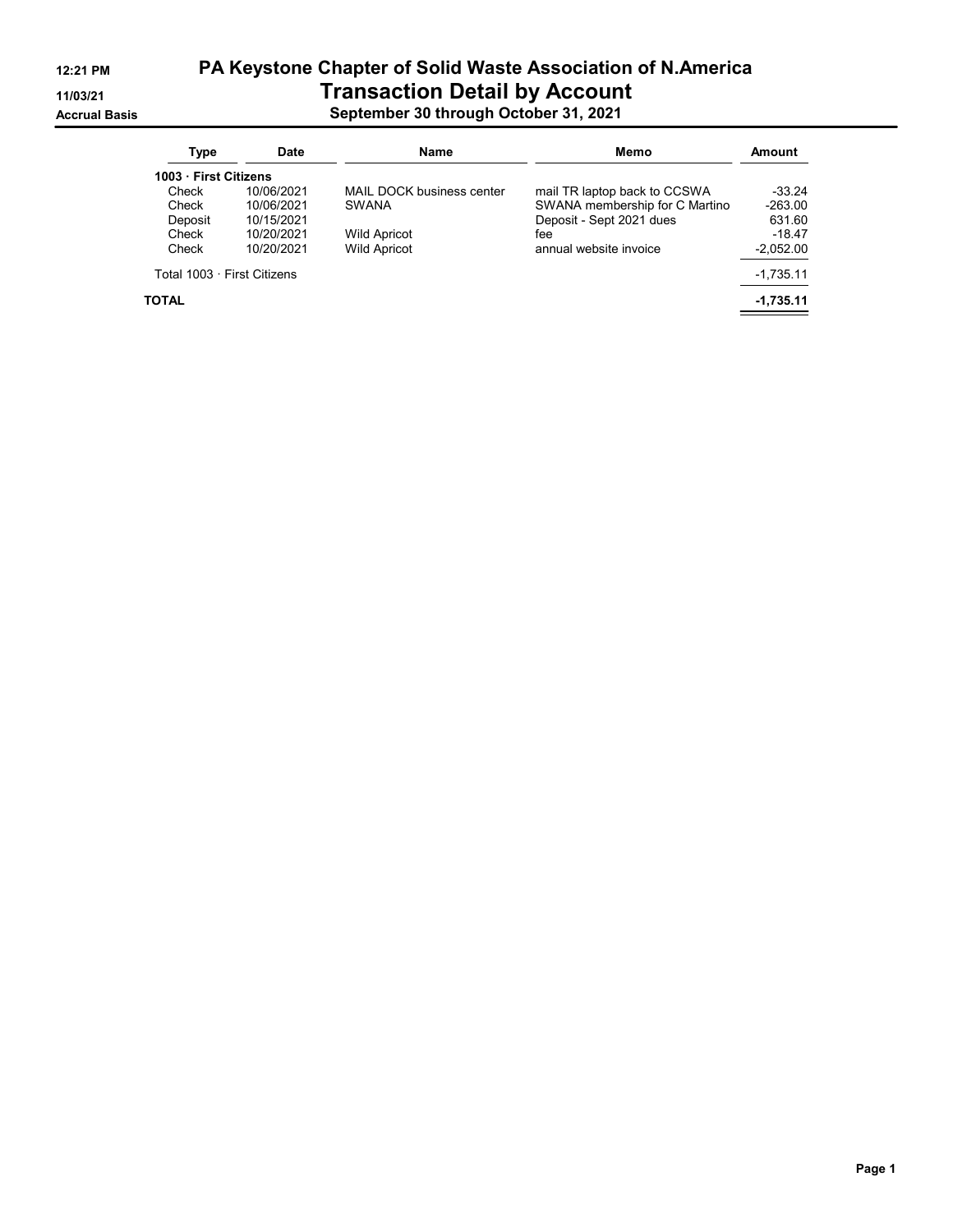# PA Keystone Chapter of Solid Waste Association of N.America

## Transaction Detail by Account

**September 30 through October 31, 2021**

12:21 PM
11/03/21
Accrual Basis

| Type | Date | Name | Memo | Amount |
|---|---|---|---|---|
| **1003 · First Citizens** | | | | |
| Check | 10/06/2021 | MAIL DOCK business center | mail TR laptop back to CCSWA | -33.24 |
| Check | 10/06/2021 | SWANA | SWANA membership for C Martino | -263.00 |
| Deposit | 10/15/2021 | | Deposit - Sept 2021 dues | 631.60 |
| Check | 10/20/2021 | Wild Apricot | fee | -18.47 |
| Check | 10/20/2021 | Wild Apricot | annual website invoice | -2,052.00 |
| Total 1003 · First Citizens | | | | -1,735.11 |
| **TOTAL** | | | | **-1,735.11** |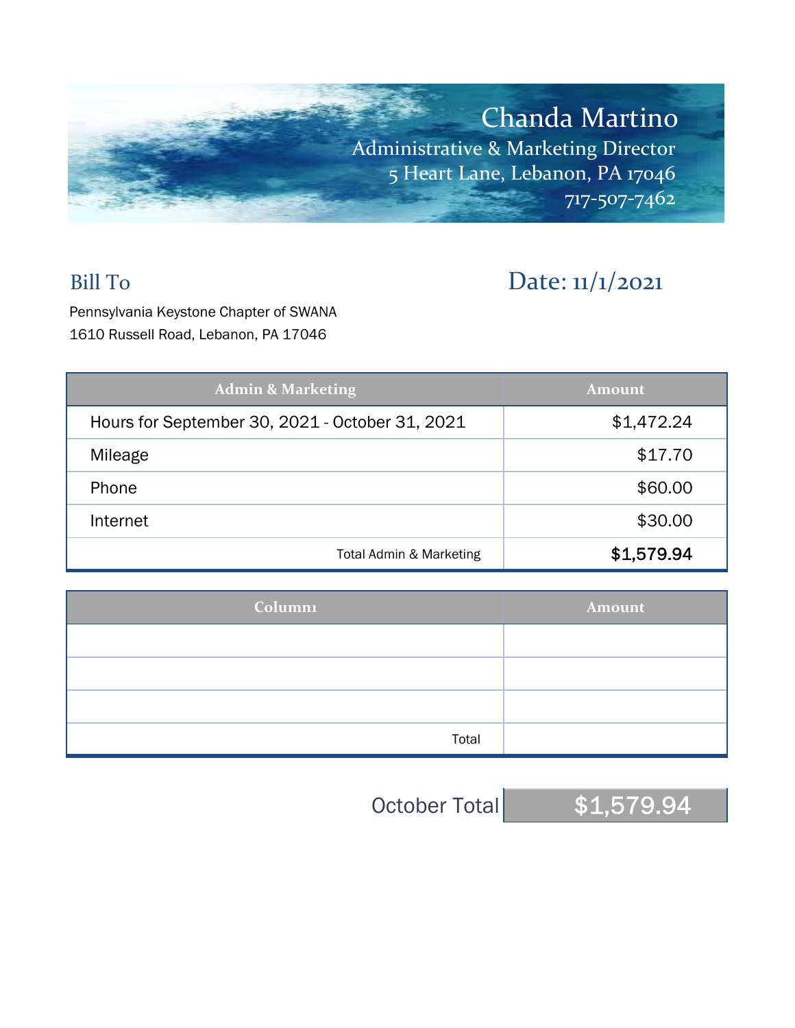# Chanda Martino

Administrative & Marketing Director
5 Heart Lane, Lebanon, PA 17046
717-507-7462

## Bill To

Pennsylvania Keystone Chapter of SWANA
1610 Russell Road, Lebanon, PA 17046

## Date: 11/1/2021

| Admin & Marketing | Amount |
|---|---|
| Hours for September 30, 2021 - October 31, 2021 | $1,472.24 |
| Mileage | $17.70 |
| Phone | $60.00 |
| Internet | $30.00 |
| Total Admin & Marketing | **$1,579.94** |

| Column1 | Amount |
|---|---|
| | |
| | |
| | |
| Total | |

| October Total | $1,579.94 |
|---|---|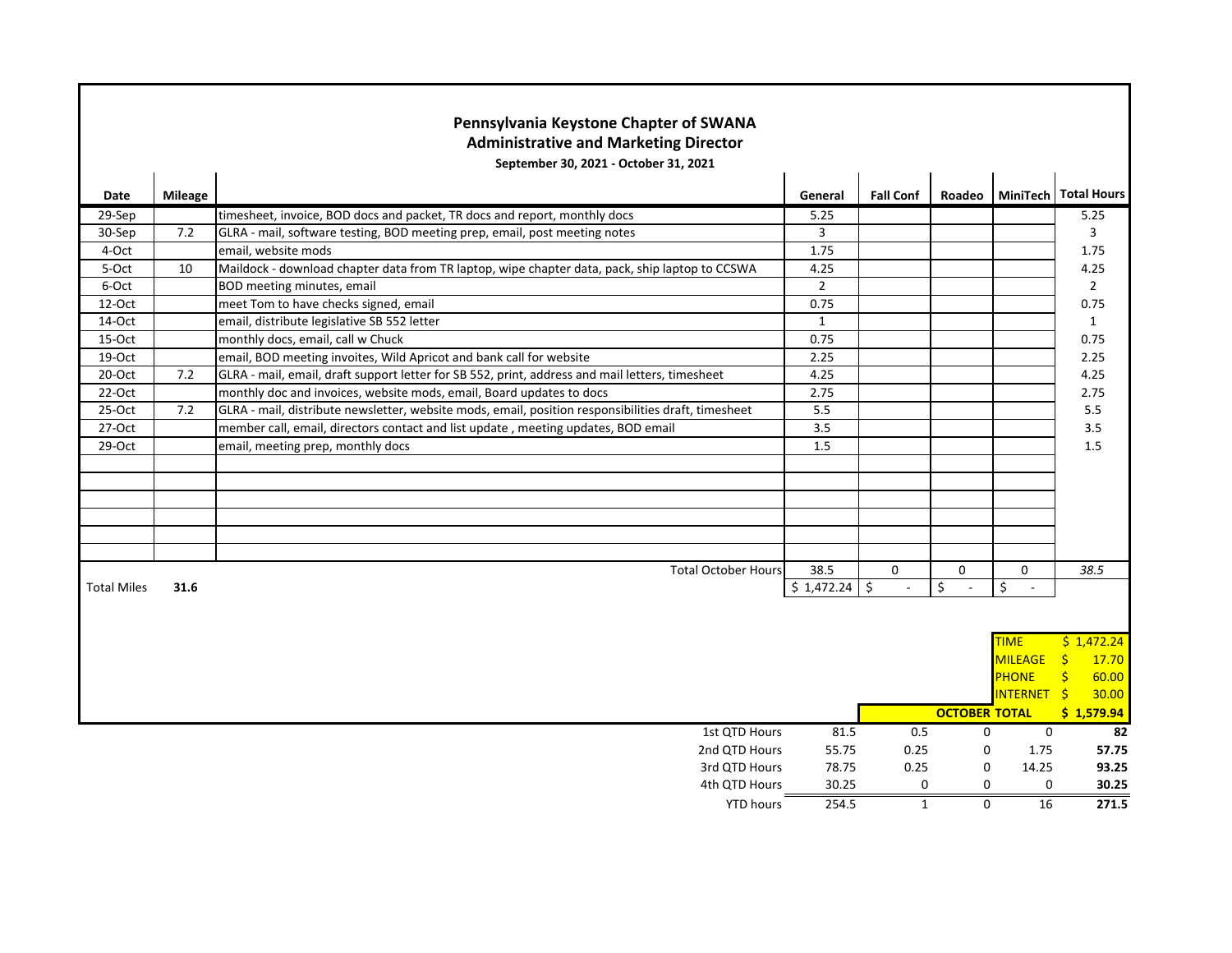## Pennsylvania Keystone Chapter of SWANA
### Administrative and Marketing Director
**September 30, 2021 - October 31, 2021**

| Date | Mileage | | General | Fall Conf | Roadeo | MiniTech | Total Hours |
|---|---|---|---|---|---|---|---|
| 29-Sep | | timesheet, invoice, BOD docs and packet, TR docs and report, monthly docs | 5.25 | | | | 5.25 |
| 30-Sep | 7.2 | GLRA - mail, software testing, BOD meeting prep, email, post meeting notes | 3 | | | | 3 |
| 4-Oct | | email, website mods | 1.75 | | | | 1.75 |
| 5-Oct | 10 | Maildock - download chapter data from TR laptop, wipe chapter data, pack, ship laptop to CCSWA | 4.25 | | | | 4.25 |
| 6-Oct | | BOD meeting minutes, email | 2 | | | | 2 |
| 12-Oct | | meet Tom to have checks signed, email | 0.75 | | | | 0.75 |
| 14-Oct | | email, distribute legislative SB 552 letter | 1 | | | | 1 |
| 15-Oct | | monthly docs, email, call w Chuck | 0.75 | | | | 0.75 |
| 19-Oct | | email, BOD meeting invoites, Wild Apricot and bank call for website | 2.25 | | | | 2.25 |
| 20-Oct | 7.2 | GLRA - mail, email, draft support letter for SB 552, print, address and mail letters, timesheet | 4.25 | | | | 4.25 |
| 22-Oct | | monthly doc and invoices, website mods, email, Board updates to docs | 2.75 | | | | 2.75 |
| 25-Oct | 7.2 | GLRA - mail, distribute newsletter, website mods, email, position responsibilities draft, timesheet | 5.5 | | | | 5.5 |
| 27-Oct | | member call, email, directors contact and list update , meeting updates, BOD email | 3.5 | | | | 3.5 |
| 29-Oct | | email, meeting prep, monthly docs | 1.5 | | | | 1.5 |
| | | | | | | | |
| | | | | | | | |
| | | | | | | | |
| | | | | | | | |
| | | | | | | | |
| | | | | | | | |
| | | Total October Hours | 38.5 | 0 | 0 | 0 | *38.5* |
| Total Miles | **31.6** | | $ 1,472.24 | $ - | $ - | $ - | |

| | |
|---|---|
| TIME | $ 1,472.24 |
| MILEAGE | $ 17.70 |
| PHONE | $ 60.00 |
| INTERNET | $ 30.00 |
| **OCTOBER TOTAL** | **$ 1,579.94** |

| | General | Fall Conf | Roadeo | MiniTech | Total Hours |
|---|---|---|---|---|---|
| 1st QTD Hours | 81.5 | 0.5 | 0 | 0 | **82** |
| 2nd QTD Hours | 55.75 | 0.25 | 0 | 1.75 | **57.75** |
| 3rd QTD Hours | 78.75 | 0.25 | 0 | 14.25 | **93.25** |
| 4th QTD Hours | 30.25 | 0 | 0 | 0 | **30.25** |
| YTD hours | 254.5 | 1 | 0 | 16 | **271.5** |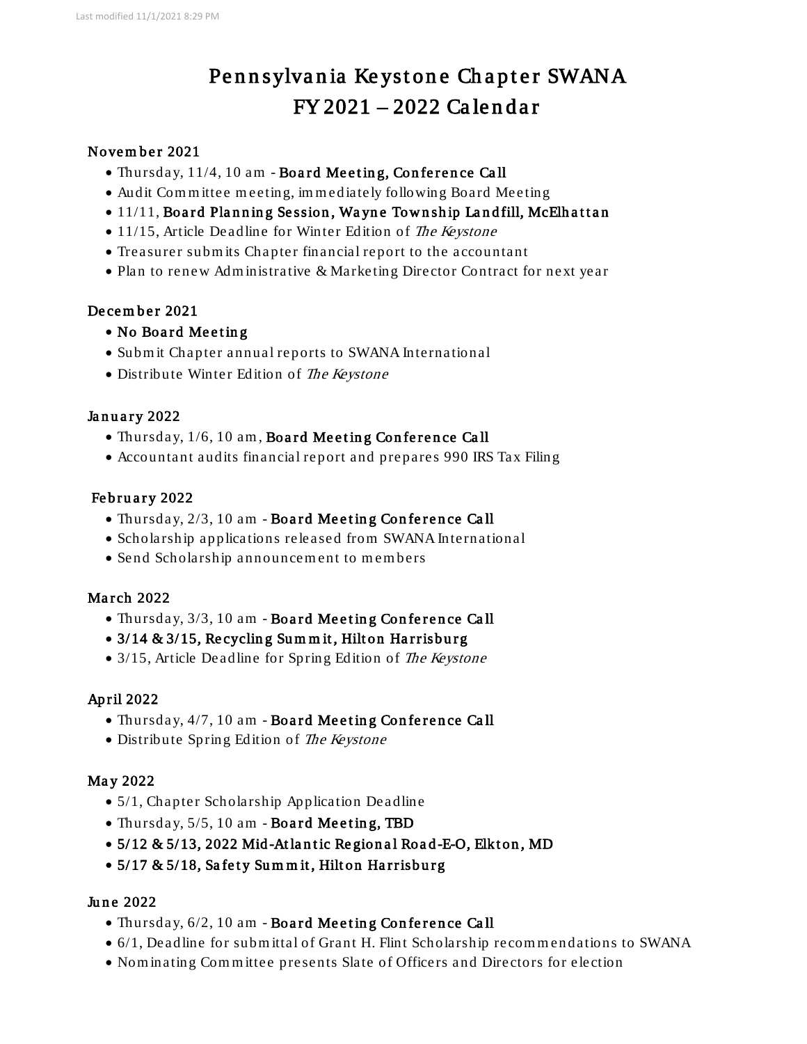# Pennsylvania Keystone Chapter SWANA
# FY 2021 – 2022 Calendar

### November 2021

- Thursday, 11/4, 10 am - **Board Meeting, Conference Call**
- Audit Committee meeting, immediately following Board Meeting
- 11/11, **Board Planning Session, Wayne Township Landfill, McElhattan**
- 11/15, Article Deadline for Winter Edition of *The Keystone*
- Treasurer submits Chapter financial report to the accountant
- Plan to renew Administrative & Marketing Director Contract for next year

### December 2021

- **No Board Meeting**
- Submit Chapter annual reports to SWANA International
- Distribute Winter Edition of *The Keystone*

### January 2022

- Thursday, 1/6, 10 am, **Board Meeting Conference Call**
- Accountant audits financial report and prepares 990 IRS Tax Filing

### February 2022

- Thursday, 2/3, 10 am - **Board Meeting Conference Call**
- Scholarship applications released from SWANA International
- Send Scholarship announcement to members

### March 2022

- Thursday, 3/3, 10 am - **Board Meeting Conference Call**
- **3/14 & 3/15, Recycling Summit, Hilton Harrisburg**
- 3/15, Article Deadline for Spring Edition of *The Keystone*

### April 2022

- Thursday, 4/7, 10 am - **Board Meeting Conference Call**
- Distribute Spring Edition of *The Keystone*

### May 2022

- 5/1, Chapter Scholarship Application Deadline
- Thursday, 5/5, 10 am - **Board Meeting, TBD**
- **5/12 & 5/13, 2022 Mid-Atlantic Regional Road-E-O, Elkton, MD**
- **5/17 & 5/18, Safety Summit, Hilton Harrisburg**

### June 2022

- Thursday, 6/2, 10 am - **Board Meeting Conference Call**
- 6/1, Deadline for submittal of Grant H. Flint Scholarship recommendations to SWANA
- Nominating Committee presents Slate of Officers and Directors for election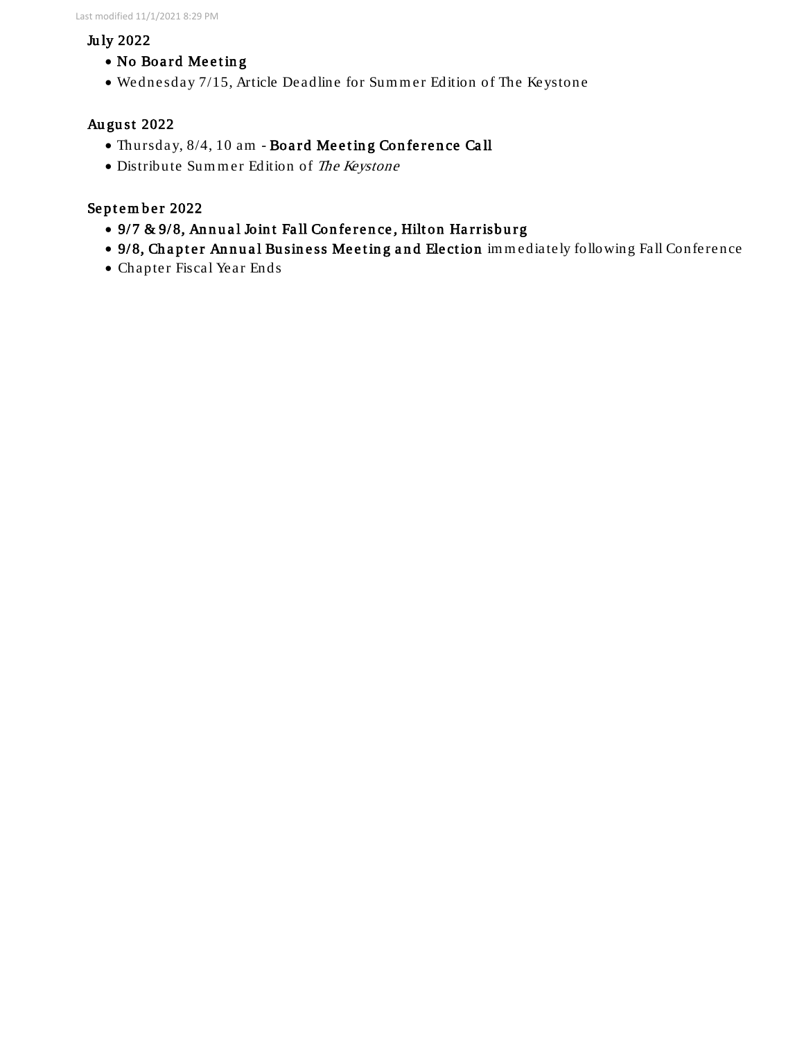July 2022

- **No Board Meeting**
- Wednesday 7/15, Article Deadline for Summer Edition of The Keystone

August 2022

- Thursday, 8/4, 10 am - **Board Meeting Conference Call**
- Distribute Summer Edition of *The Keystone*

September 2022

- **9/7 & 9/8, Annual Joint Fall Conference, Hilton Harrisburg**
- **9/8, Chapter Annual Business Meeting and Election** immediately following Fall Conference
- Chapter Fiscal Year Ends